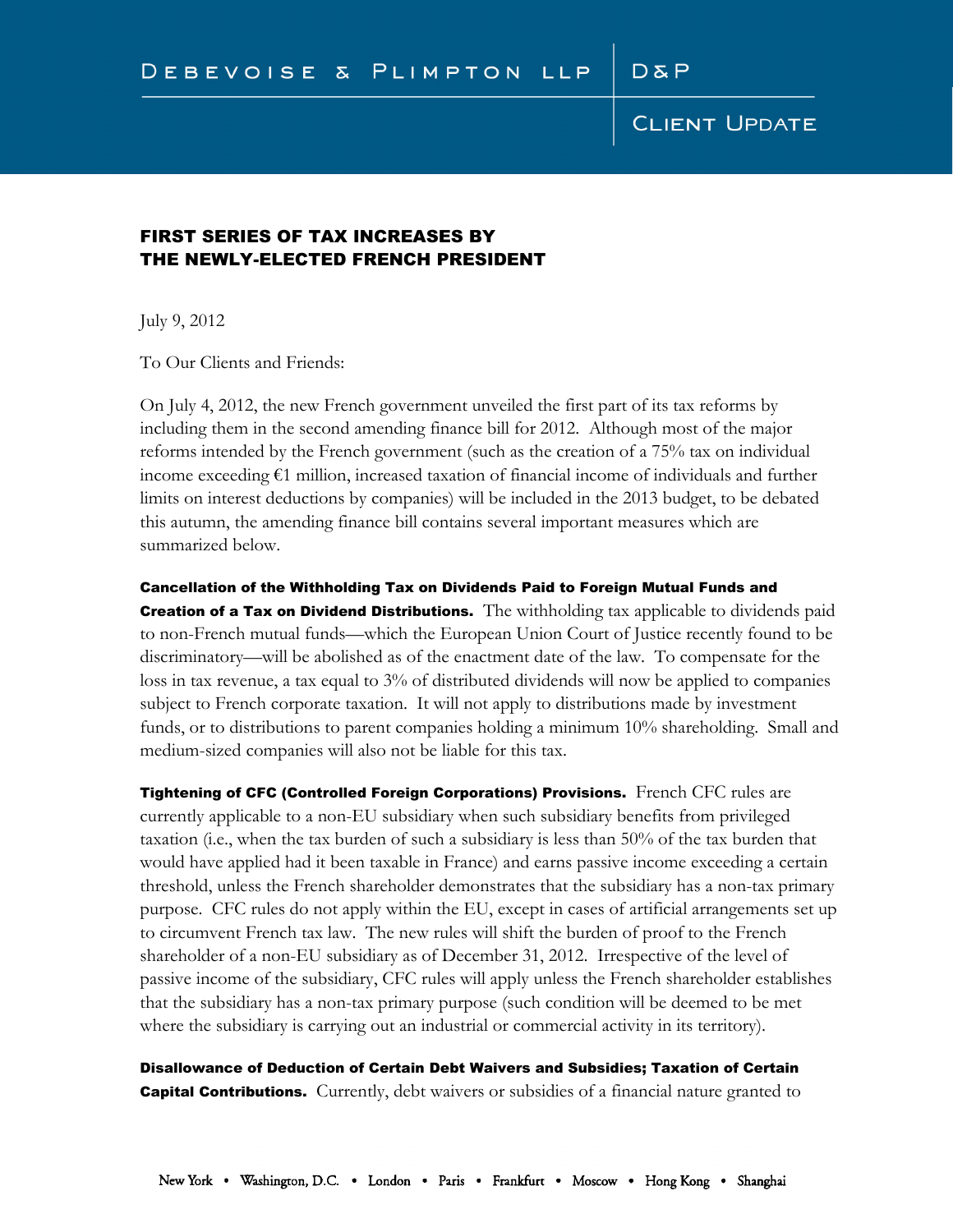DEBEVOISE & PLIMPTON LLP | D&P

CLIENT UPDATE

## FIRST SERIES OF TAX INCREASES BY THE NEWLY-ELECTED FRENCH PRESIDENT

July 9, 2012

To Our Clients and Friends:

On July 4, 2012, the new French government unveiled the first part of its tax reforms by including them in the second amending finance bill for 2012. Although most of the major reforms intended by the French government (such as the creation of a 75% tax on individual income exceeding €1 million, increased taxation of financial income of individuals and further limits on interest deductions by companies) will be included in the 2013 budget, to be debated this autumn, the amending finance bill contains several important measures which are summarized below.

**Cancellation of the Withholding Tax on Dividends Paid to Foreign Mutual Funds and Creation of a Tax on Dividend Distributions.** The withholding tax applicable to dividends paid to non-French mutual funds—which the European Union Court of Justice recently found to be discriminatory—will be abolished as of the enactment date of the law. To compensate for the loss in tax revenue, a tax equal to 3% of distributed dividends will now be applied to companies subject to French corporate taxation. It will not apply to distributions made by investment funds, or to distributions to parent companies holding a minimum 10% shareholding. Small and medium-sized companies will also not be liable for this tax.

**Tightening of CFC (Controlled Foreign Corporations) Provisions.** French CFC rules are currently applicable to a non-EU subsidiary when such subsidiary benefits from privileged taxation (i.e., when the tax burden of such a subsidiary is less than 50% of the tax burden that would have applied had it been taxable in France) and earns passive income exceeding a certain threshold, unless the French shareholder demonstrates that the subsidiary has a non-tax primary purpose. CFC rules do not apply within the EU, except in cases of artificial arrangements set up to circumvent French tax law. The new rules will shift the burden of proof to the French shareholder of a non-EU subsidiary as of December 31, 2012. Irrespective of the level of passive income of the subsidiary, CFC rules will apply unless the French shareholder establishes that the subsidiary has a non-tax primary purpose (such condition will be deemed to be met where the subsidiary is carrying out an industrial or commercial activity in its territory).

**Disallowance of Deduction of Certain Debt Waivers and Subsidies; Taxation of Certain Capital Contributions.** Currently, debt waivers or subsidies of a financial nature granted to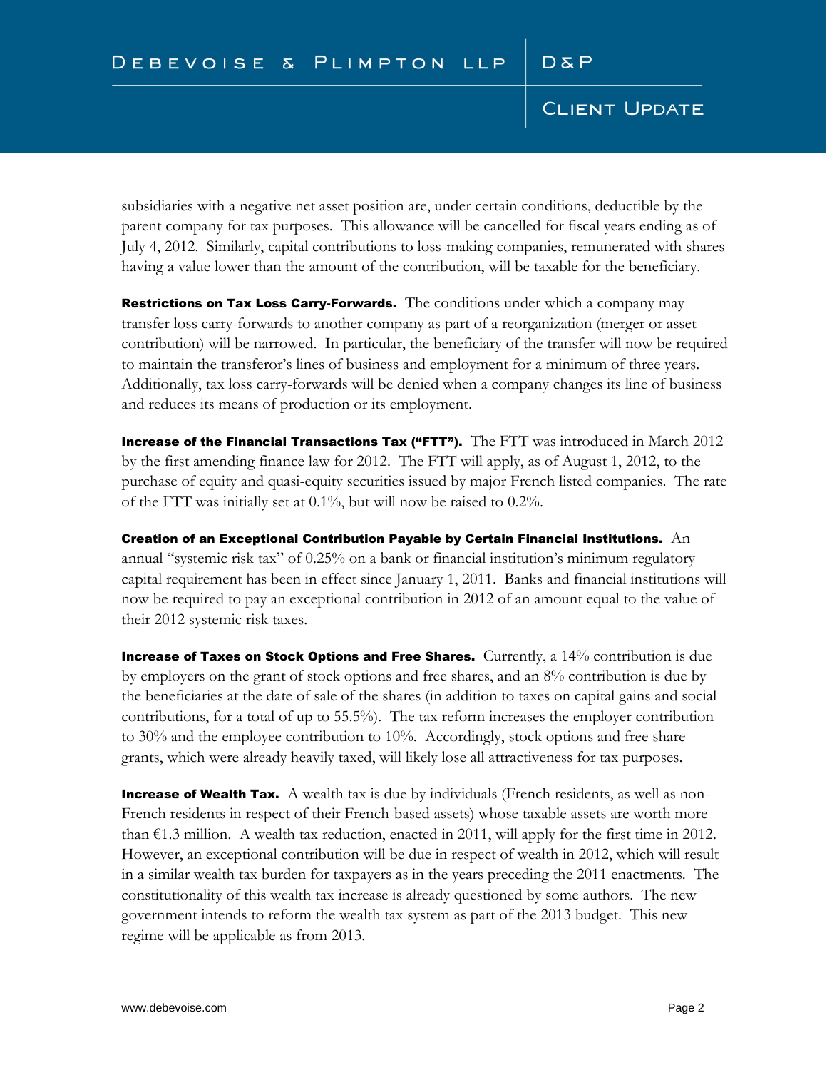subsidiaries with a negative net asset position are, under certain conditions, deductible by the parent company for tax purposes. This allowance will be cancelled for fiscal years ending as of July 4, 2012. Similarly, capital contributions to loss-making companies, remunerated with shares having a value lower than the amount of the contribution, will be taxable for the beneficiary.

**Restrictions on Tax Loss Carry-Forwards.** The conditions under which a company may transfer loss carry-forwards to another company as part of a reorganization (merger or asset contribution) will be narrowed. In particular, the beneficiary of the transfer will now be required to maintain the transferor's lines of business and employment for a minimum of three years. Additionally, tax loss carry-forwards will be denied when a company changes its line of business and reduces its means of production or its employment.

**Increase of the Financial Transactions Tax ("FTT").** The FTT was introduced in March 2012 by the first amending finance law for 2012. The FTT will apply, as of August 1, 2012, to the purchase of equity and quasi-equity securities issued by major French listed companies. The rate of the FTT was initially set at 0.1%, but will now be raised to 0.2%.

**Creation of an Exceptional Contribution Payable by Certain Financial Institutions.** An annual "systemic risk tax" of 0.25% on a bank or financial institution's minimum regulatory capital requirement has been in effect since January 1, 2011. Banks and financial institutions will now be required to pay an exceptional contribution in 2012 of an amount equal to the value of their 2012 systemic risk taxes.

**Increase of Taxes on Stock Options and Free Shares.** Currently, a 14% contribution is due by employers on the grant of stock options and free shares, and an 8% contribution is due by the beneficiaries at the date of sale of the shares (in addition to taxes on capital gains and social contributions, for a total of up to 55.5%). The tax reform increases the employer contribution to 30% and the employee contribution to 10%. Accordingly, stock options and free share grants, which were already heavily taxed, will likely lose all attractiveness for tax purposes.

**Increase of Wealth Tax.** A wealth tax is due by individuals (French residents, as well as non-French residents in respect of their French-based assets) whose taxable assets are worth more than €1.3 million. A wealth tax reduction, enacted in 2011, will apply for the first time in 2012. However, an exceptional contribution will be due in respect of wealth in 2012, which will result in a similar wealth tax burden for taxpayers as in the years preceding the 2011 enactments. The constitutionality of this wealth tax increase is already questioned by some authors. The new government intends to reform the wealth tax system as part of the 2013 budget. This new regime will be applicable as from 2013.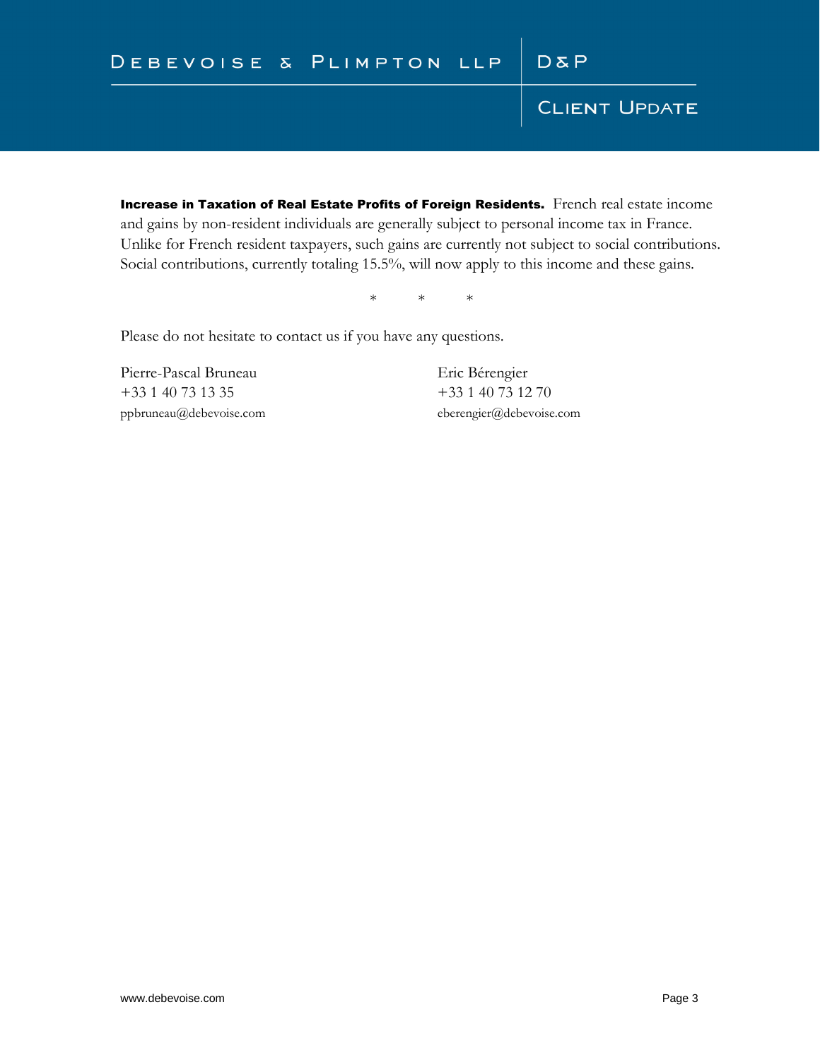**Increase in Taxation of Real Estate Profits of Foreign Residents.** French real estate income and gains by non-resident individuals are generally subject to personal income tax in France. Unlike for French resident taxpayers, such gains are currently not subject to social contributions. Social contributions, currently totaling 15.5%, will now apply to this income and these gains.

\* \* \*

Please do not hesitate to contact us if you have any questions.

Pierre-Pascal Bruneau
+33 1 40 73 13 35
ppbruneau@debevoise.com

Eric Bérengier
+33 1 40 73 12 70
eberengier@debevoise.com